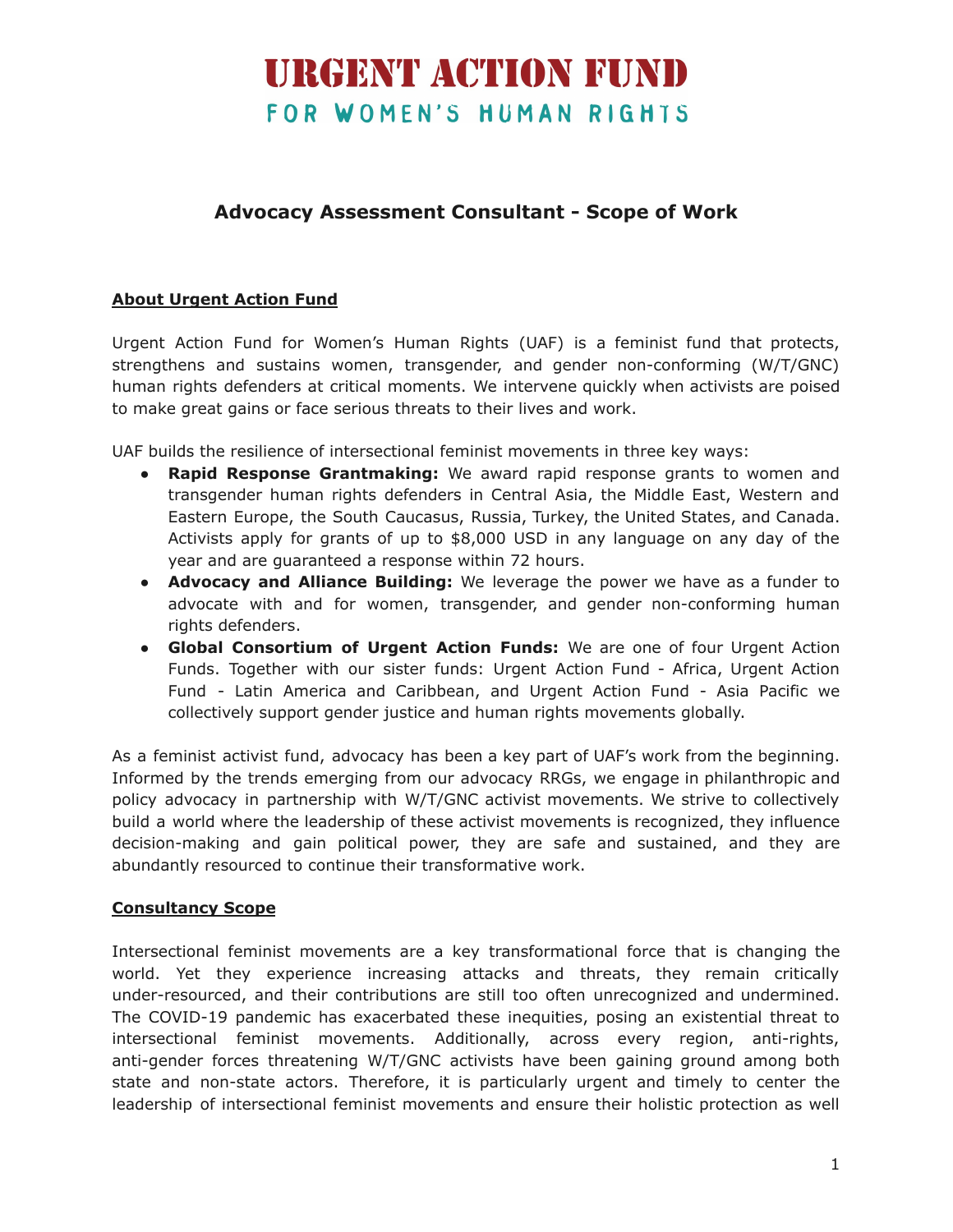# URGENT ACTION FUND
## FOR WOMEN'S HUMAN RIGHTS

## Advocacy Assessment Consultant - Scope of Work

### About Urgent Action Fund

Urgent Action Fund for Women's Human Rights (UAF) is a feminist fund that protects, strengthens and sustains women, transgender, and gender non-conforming (W/T/GNC) human rights defenders at critical moments. We intervene quickly when activists are poised to make great gains or face serious threats to their lives and work.

UAF builds the resilience of intersectional feminist movements in three key ways:

- **Rapid Response Grantmaking:** We award rapid response grants to women and transgender human rights defenders in Central Asia, the Middle East, Western and Eastern Europe, the South Caucasus, Russia, Turkey, the United States, and Canada. Activists apply for grants of up to $8,000 USD in any language on any day of the year and are guaranteed a response within 72 hours.
- **Advocacy and Alliance Building:** We leverage the power we have as a funder to advocate with and for women, transgender, and gender non-conforming human rights defenders.
- **Global Consortium of Urgent Action Funds:** We are one of four Urgent Action Funds. Together with our sister funds: Urgent Action Fund - Africa, Urgent Action Fund - Latin America and Caribbean, and Urgent Action Fund - Asia Pacific we collectively support gender justice and human rights movements globally.

As a feminist activist fund, advocacy has been a key part of UAF's work from the beginning. Informed by the trends emerging from our advocacy RRGs, we engage in philanthropic and policy advocacy in partnership with W/T/GNC activist movements. We strive to collectively build a world where the leadership of these activist movements is recognized, they influence decision-making and gain political power, they are safe and sustained, and they are abundantly resourced to continue their transformative work.

### Consultancy Scope

Intersectional feminist movements are a key transformational force that is changing the world. Yet they experience increasing attacks and threats, they remain critically under-resourced, and their contributions are still too often unrecognized and undermined. The COVID-19 pandemic has exacerbated these inequities, posing an existential threat to intersectional feminist movements. Additionally, across every region, anti-rights, anti-gender forces threatening W/T/GNC activists have been gaining ground among both state and non-state actors. Therefore, it is particularly urgent and timely to center the leadership of intersectional feminist movements and ensure their holistic protection as well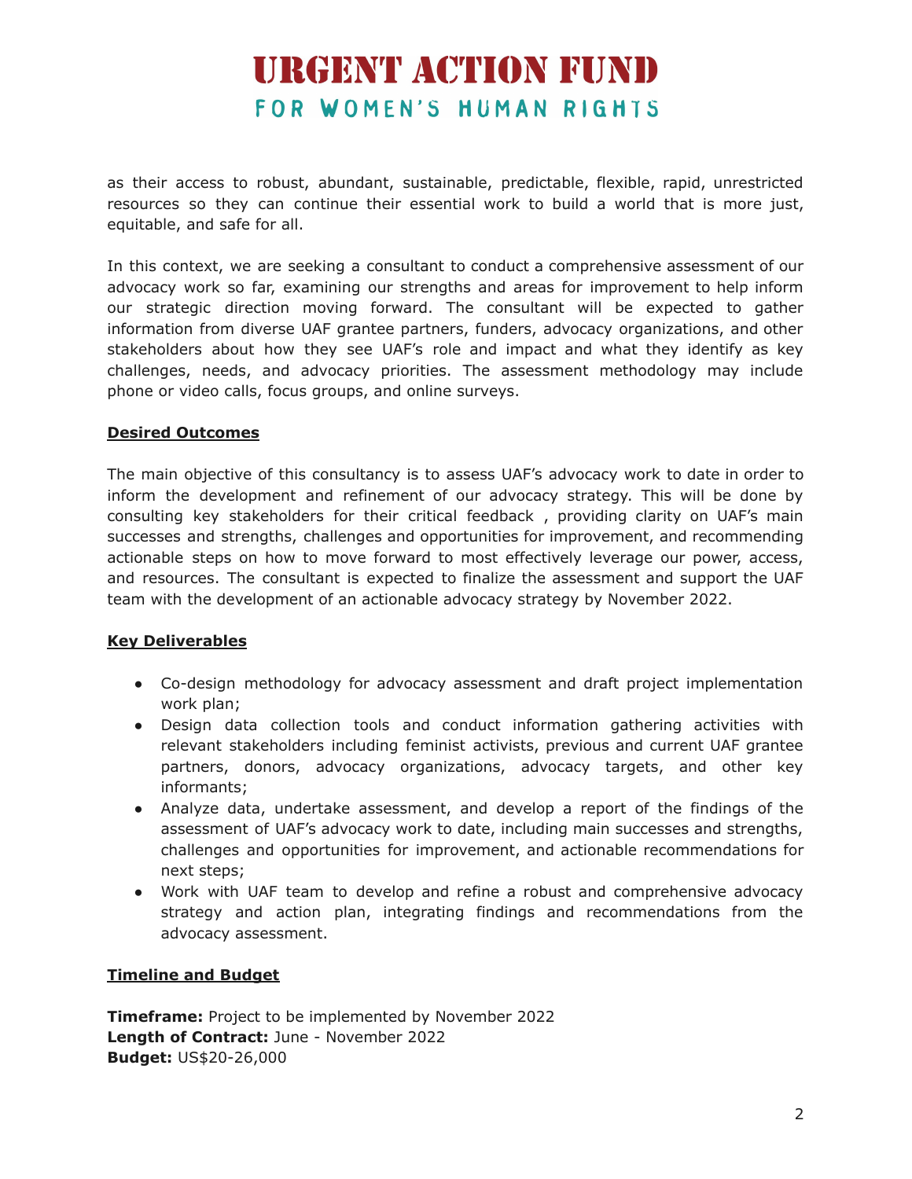as their access to robust, abundant, sustainable, predictable, flexible, rapid, unrestricted resources so they can continue their essential work to build a world that is more just, equitable, and safe for all.

In this context, we are seeking a consultant to conduct a comprehensive assessment of our advocacy work so far, examining our strengths and areas for improvement to help inform our strategic direction moving forward. The consultant will be expected to gather information from diverse UAF grantee partners, funders, advocacy organizations, and other stakeholders about how they see UAF's role and impact and what they identify as key challenges, needs, and advocacy priorities. The assessment methodology may include phone or video calls, focus groups, and online surveys.

**Desired Outcomes**

The main objective of this consultancy is to assess UAF's advocacy work to date in order to inform the development and refinement of our advocacy strategy. This will be done by consulting key stakeholders for their critical feedback , providing clarity on UAF's main successes and strengths, challenges and opportunities for improvement, and recommending actionable steps on how to move forward to most effectively leverage our power, access, and resources. The consultant is expected to finalize the assessment and support the UAF team with the development of an actionable advocacy strategy by November 2022.

**Key Deliverables**

- Co-design methodology for advocacy assessment and draft project implementation work plan;
- Design data collection tools and conduct information gathering activities with relevant stakeholders including feminist activists, previous and current UAF grantee partners, donors, advocacy organizations, advocacy targets, and other key informants;
- Analyze data, undertake assessment, and develop a report of the findings of the assessment of UAF's advocacy work to date, including main successes and strengths, challenges and opportunities for improvement, and actionable recommendations for next steps;
- Work with UAF team to develop and refine a robust and comprehensive advocacy strategy and action plan, integrating findings and recommendations from the advocacy assessment.

**Timeline and Budget**

**Timeframe:** Project to be implemented by November 2022
**Length of Contract:** June - November 2022
**Budget:** US$20-26,000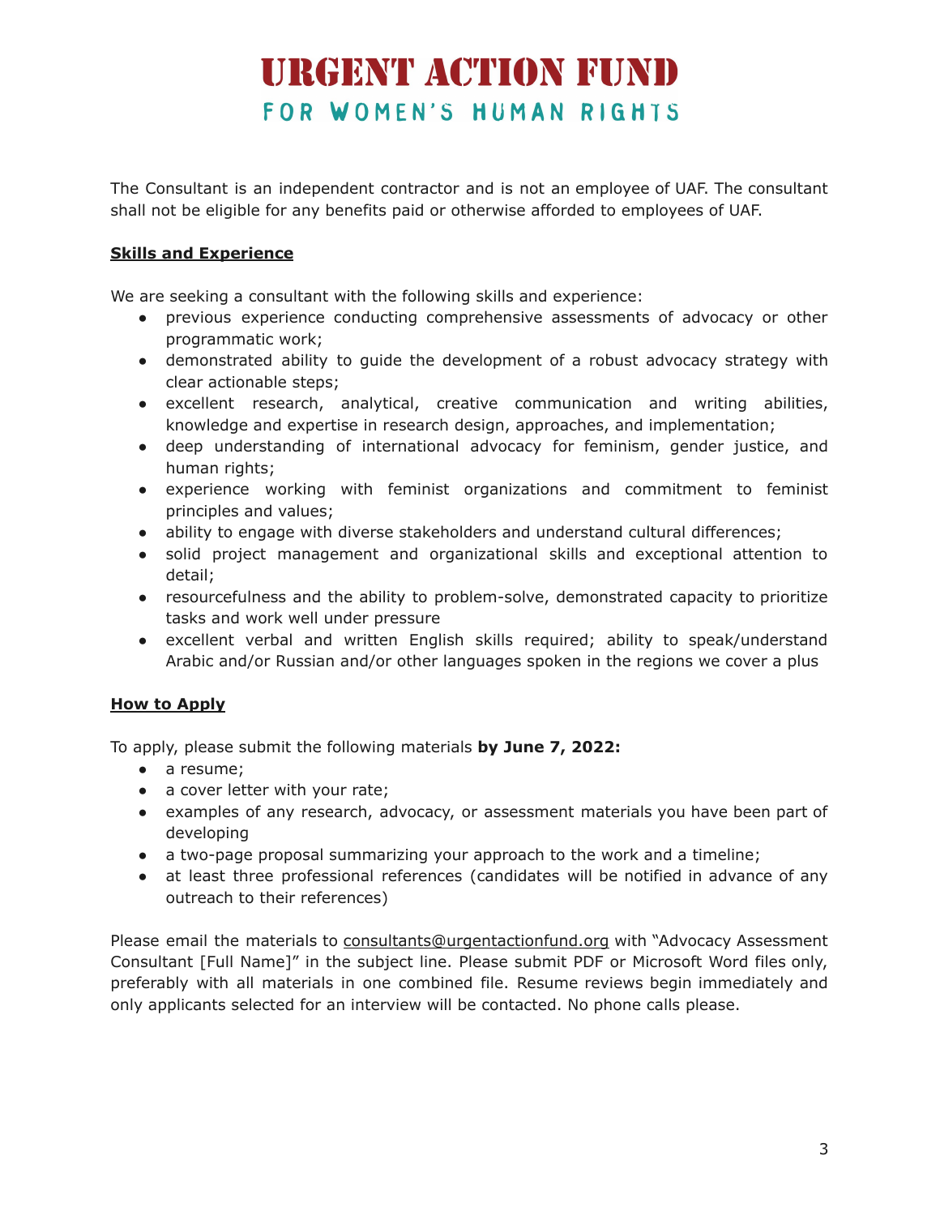The Consultant is an independent contractor and is not an employee of UAF. The consultant shall not be eligible for any benefits paid or otherwise afforded to employees of UAF.

**Skills and Experience**

We are seeking a consultant with the following skills and experience:

- previous experience conducting comprehensive assessments of advocacy or other programmatic work;
- demonstrated ability to guide the development of a robust advocacy strategy with clear actionable steps;
- excellent research, analytical, creative communication and writing abilities, knowledge and expertise in research design, approaches, and implementation;
- deep understanding of international advocacy for feminism, gender justice, and human rights;
- experience working with feminist organizations and commitment to feminist principles and values;
- ability to engage with diverse stakeholders and understand cultural differences;
- solid project management and organizational skills and exceptional attention to detail;
- resourcefulness and the ability to problem-solve, demonstrated capacity to prioritize tasks and work well under pressure
- excellent verbal and written English skills required; ability to speak/understand Arabic and/or Russian and/or other languages spoken in the regions we cover a plus

**How to Apply**

To apply, please submit the following materials **by June 7, 2022:**

- a resume;
- a cover letter with your rate;
- examples of any research, advocacy, or assessment materials you have been part of developing
- a two-page proposal summarizing your approach to the work and a timeline;
- at least three professional references (candidates will be notified in advance of any outreach to their references)

Please email the materials to consultants@urgentactionfund.org with "Advocacy Assessment Consultant [Full Name]" in the subject line. Please submit PDF or Microsoft Word files only, preferably with all materials in one combined file. Resume reviews begin immediately and only applicants selected for an interview will be contacted. No phone calls please.